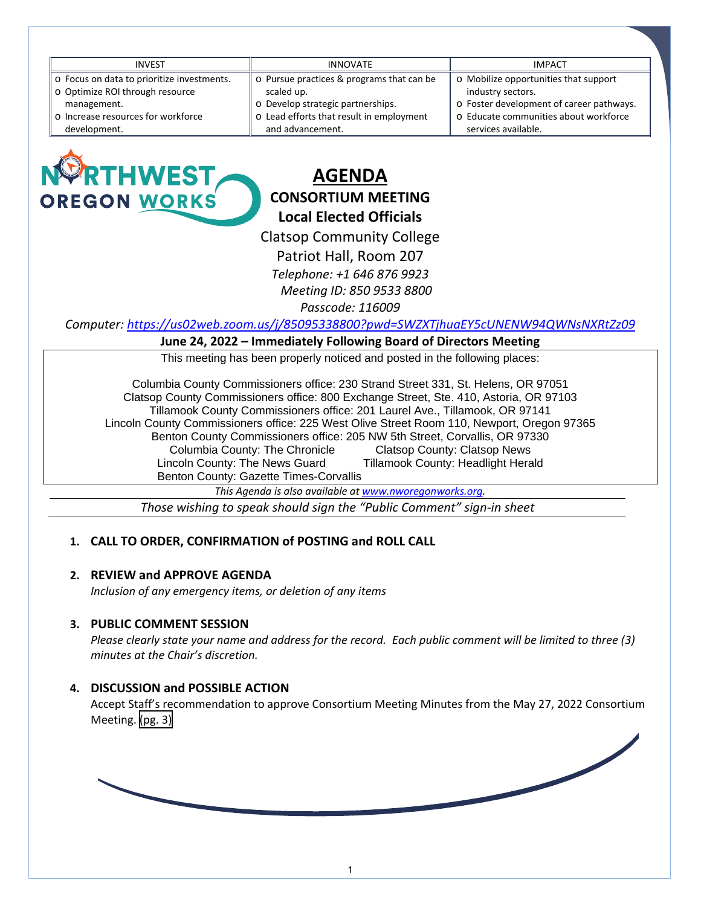| INVEST | INNOVATE | IMPACT |
|---|---|---|
| o Focus on data to prioritize investments.<br>o Optimize ROI through resource management.<br>o Increase resources for workforce development. | o Pursue practices & programs that can be scaled up.<br>o Develop strategic partnerships.<br>o Lead efforts that result in employment and advancement. | o Mobilize opportunities that support industry sectors.<br>o Foster development of career pathways.<br>o Educate communities about workforce services available. |

NORTHWEST OREGON WORKS

# AGENDA

## CONSORTIUM MEETING
## Local Elected Officials

Clatsop Community College

Patriot Hall, Room 207

*Telephone: +1 646 876 9923*

*Meeting ID: 850 9533 8800*

*Passcode: 116009*

*Computer: https://us02web.zoom.us/j/85095338800?pwd=SWZXTjhuaEY5cUNENW94QWNsNXRtZz09*

**June 24, 2022 – Immediately Following Board of Directors Meeting**

This meeting has been properly noticed and posted in the following places:

Columbia County Commissioners office: 230 Strand Street 331, St. Helens, OR 97051
Clatsop County Commissioners office: 800 Exchange Street, Ste. 410, Astoria, OR 97103
Tillamook County Commissioners office: 201 Laurel Ave., Tillamook, OR 97141
Lincoln County Commissioners office: 225 West Olive Street Room 110, Newport, Oregon 97365
Benton County Commissioners office: 205 NW 5th Street, Corvallis, OR 97330
Columbia County: The Chronicle | Clatsop County: Clatsop News
Lincoln County: The News Guard | Tillamook County: Headlight Herald
Benton County: Gazette Times-Corvallis

*This Agenda is also available at www.nworegonworks.org.*

*Those wishing to speak should sign the "Public Comment" sign-in sheet*

1. **CALL TO ORDER, CONFIRMATION of POSTING and ROLL CALL**

2. **REVIEW and APPROVE AGENDA**
   *Inclusion of any emergency items, or deletion of any items*

3. **PUBLIC COMMENT SESSION**
   *Please clearly state your name and address for the record. Each public comment will be limited to three (3) minutes at the Chair's discretion.*

4. **DISCUSSION and POSSIBLE ACTION**
   Accept Staff's recommendation to approve Consortium Meeting Minutes from the May 27, 2022 Consortium Meeting. (pg. 3)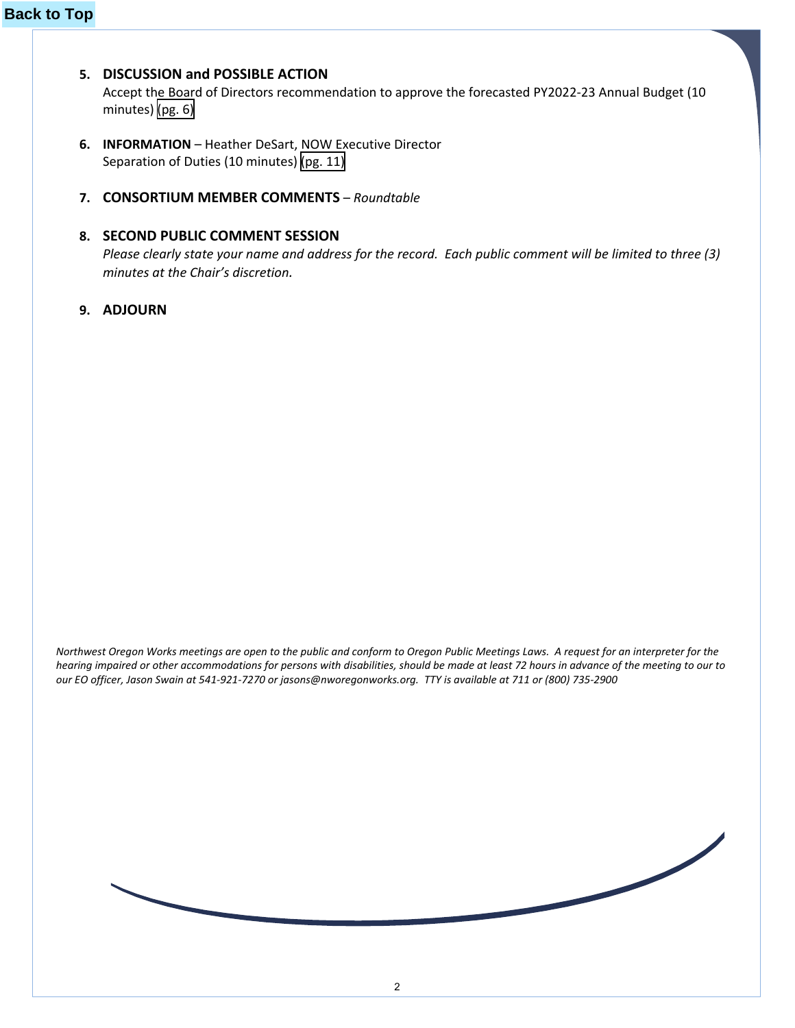Back to Top

5. **DISCUSSION and POSSIBLE ACTION**
   Accept the Board of Directors recommendation to approve the forecasted PY2022-23 Annual Budget (10 minutes) (pg. 6)

6. **INFORMATION** – Heather DeSart, NOW Executive Director
   Separation of Duties (10 minutes) (pg. 11)

7. **CONSORTIUM MEMBER COMMENTS** – *Roundtable*

8. **SECOND PUBLIC COMMENT SESSION**
   *Please clearly state your name and address for the record. Each public comment will be limited to three (3) minutes at the Chair's discretion.*

9. **ADJOURN**

*Northwest Oregon Works meetings are open to the public and conform to Oregon Public Meetings Laws. A request for an interpreter for the hearing impaired or other accommodations for persons with disabilities, should be made at least 72 hours in advance of the meeting to our to our EO officer, Jason Swain at 541-921-7270 or jasons@nworegonworks.org. TTY is available at 711 or (800) 735-2900*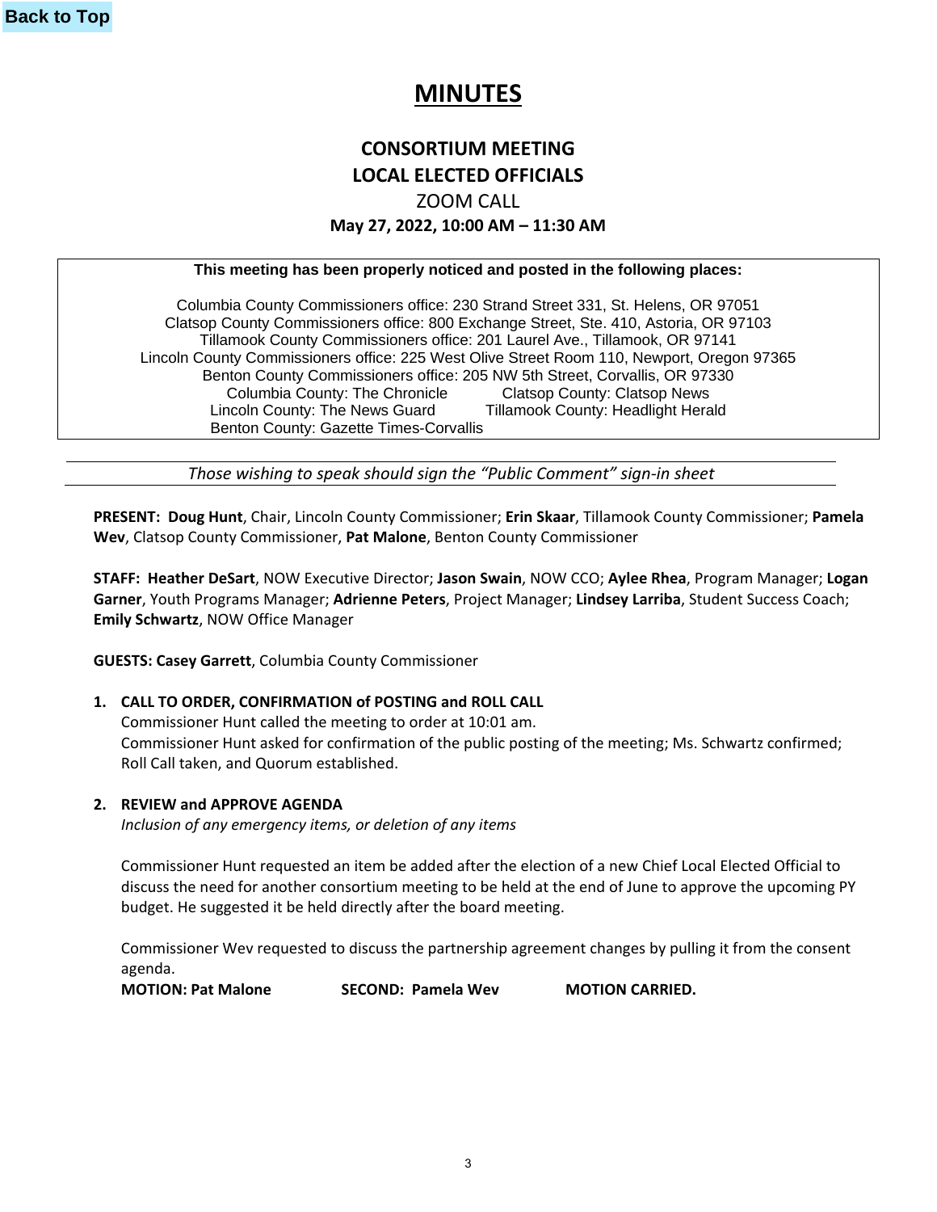Back to Top

# MINUTES

## CONSORTIUM MEETING
## LOCAL ELECTED OFFICIALS
ZOOM CALL

**May 27, 2022, 10:00 AM – 11:30 AM**

**This meeting has been properly noticed and posted in the following places:**

Columbia County Commissioners office: 230 Strand Street 331, St. Helens, OR 97051
Clatsop County Commissioners office: 800 Exchange Street, Ste. 410, Astoria, OR 97103
Tillamook County Commissioners office: 201 Laurel Ave., Tillamook, OR 97141
Lincoln County Commissioners office: 225 West Olive Street Room 110, Newport, Oregon 97365
Benton County Commissioners office: 205 NW 5th Street, Corvallis, OR 97330
Columbia County: The Chronicle Clatsop County: Clatsop News
Lincoln County: The News Guard Tillamook County: Headlight Herald
Benton County: Gazette Times-Corvallis

*Those wishing to speak should sign the "Public Comment" sign-in sheet*

**PRESENT: Doug Hunt**, Chair, Lincoln County Commissioner; **Erin Skaar**, Tillamook County Commissioner; **Pamela Wev**, Clatsop County Commissioner, **Pat Malone**, Benton County Commissioner

**STAFF: Heather DeSart**, NOW Executive Director; **Jason Swain**, NOW CCO; **Aylee Rhea**, Program Manager; **Logan Garner**, Youth Programs Manager; **Adrienne Peters**, Project Manager; **Lindsey Larriba**, Student Success Coach; **Emily Schwartz**, NOW Office Manager

**GUESTS: Casey Garrett**, Columbia County Commissioner

1. **CALL TO ORDER, CONFIRMATION of POSTING and ROLL CALL**
   Commissioner Hunt called the meeting to order at 10:01 am.
   Commissioner Hunt asked for confirmation of the public posting of the meeting; Ms. Schwartz confirmed; Roll Call taken, and Quorum established.

2. **REVIEW and APPROVE AGENDA**
   *Inclusion of any emergency items, or deletion of any items*

   Commissioner Hunt requested an item be added after the election of a new Chief Local Elected Official to discuss the need for another consortium meeting to be held at the end of June to approve the upcoming PY budget. He suggested it be held directly after the board meeting.

   Commissioner Wev requested to discuss the partnership agreement changes by pulling it from the consent agenda.
   **MOTION: Pat Malone** **SECOND: Pamela Wev** **MOTION CARRIED.**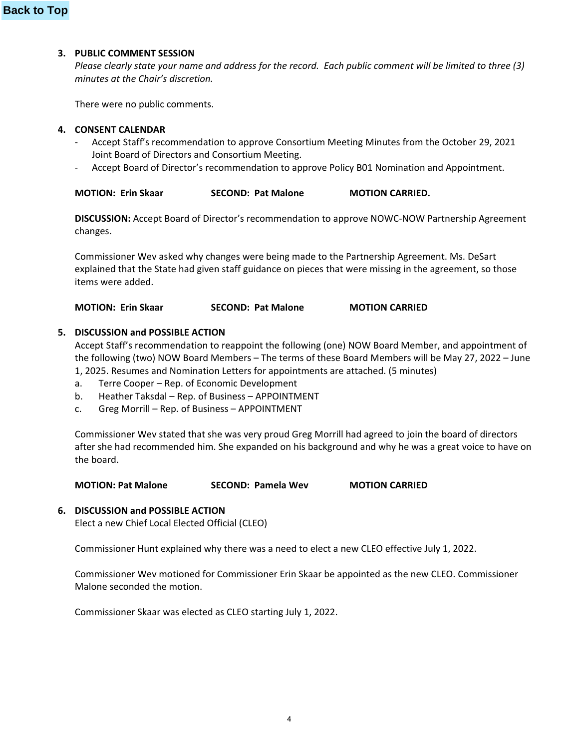**3. PUBLIC COMMENT SESSION**

*Please clearly state your name and address for the record. Each public comment will be limited to three (3) minutes at the Chair's discretion.*

There were no public comments.

**4. CONSENT CALENDAR**

- Accept Staff's recommendation to approve Consortium Meeting Minutes from the October 29, 2021 Joint Board of Directors and Consortium Meeting.
- Accept Board of Director's recommendation to approve Policy B01 Nomination and Appointment.

**MOTION: Erin Skaar** **SECOND: Pat Malone** **MOTION CARRIED.**

**DISCUSSION:** Accept Board of Director's recommendation to approve NOWC-NOW Partnership Agreement changes.

Commissioner Wev asked why changes were being made to the Partnership Agreement. Ms. DeSart explained that the State had given staff guidance on pieces that were missing in the agreement, so those items were added.

**MOTION: Erin Skaar** **SECOND: Pat Malone** **MOTION CARRIED**

**5. DISCUSSION and POSSIBLE ACTION**

Accept Staff's recommendation to reappoint the following (one) NOW Board Member, and appointment of the following (two) NOW Board Members – The terms of these Board Members will be May 27, 2022 – June 1, 2025. Resumes and Nomination Letters for appointments are attached. (5 minutes)

a. Terre Cooper – Rep. of Economic Development
b. Heather Taksdal – Rep. of Business – APPOINTMENT
c. Greg Morrill – Rep. of Business – APPOINTMENT

Commissioner Wev stated that she was very proud Greg Morrill had agreed to join the board of directors after she had recommended him. She expanded on his background and why he was a great voice to have on the board.

**MOTION: Pat Malone** **SECOND: Pamela Wev** **MOTION CARRIED**

**6. DISCUSSION and POSSIBLE ACTION**

Elect a new Chief Local Elected Official (CLEO)

Commissioner Hunt explained why there was a need to elect a new CLEO effective July 1, 2022.

Commissioner Wev motioned for Commissioner Erin Skaar be appointed as the new CLEO. Commissioner Malone seconded the motion.

Commissioner Skaar was elected as CLEO starting July 1, 2022.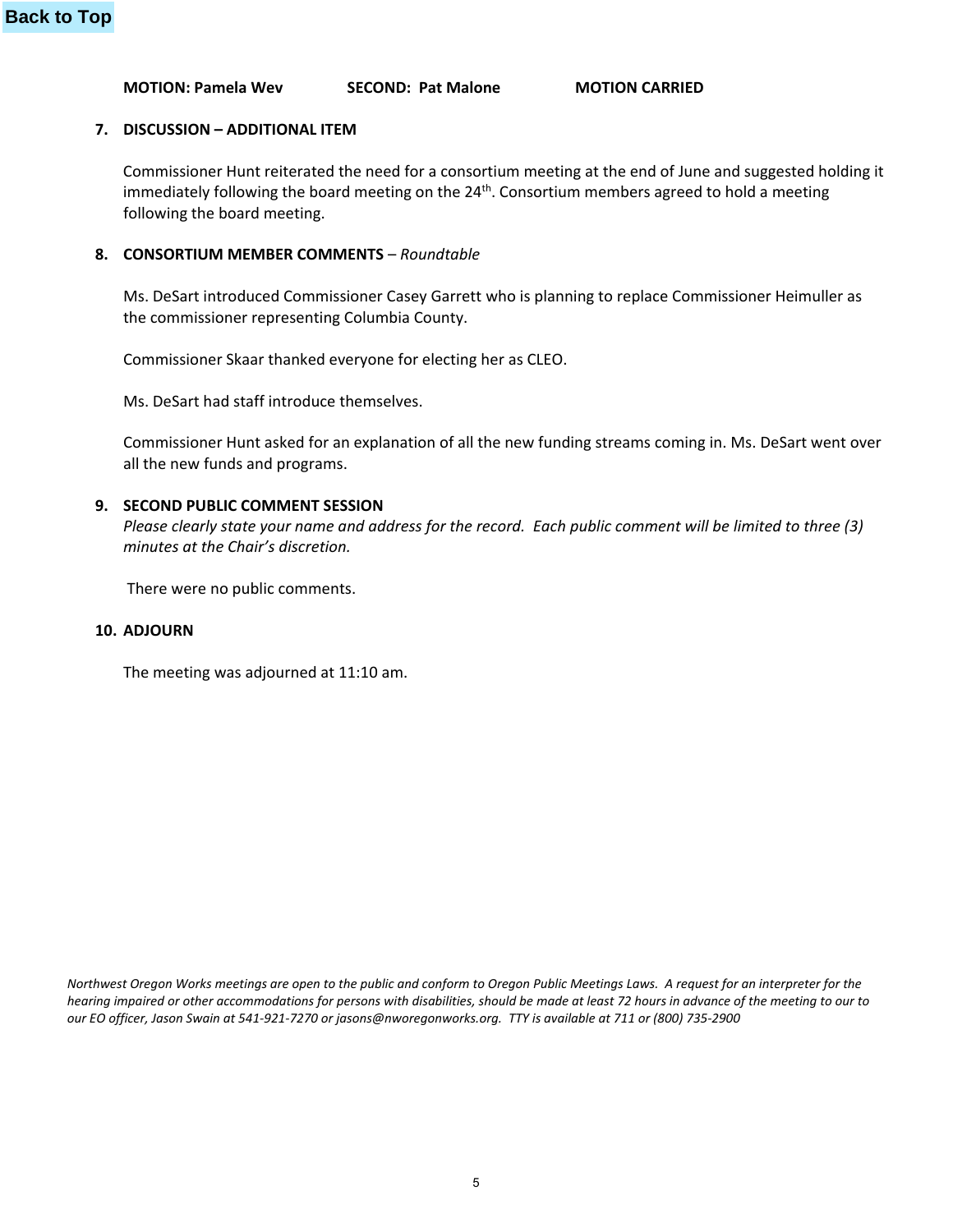Back to Top

**MOTION: Pamela Wev  SECOND: Pat Malone  MOTION CARRIED**

**7. DISCUSSION – ADDITIONAL ITEM**

Commissioner Hunt reiterated the need for a consortium meeting at the end of June and suggested holding it immediately following the board meeting on the 24th. Consortium members agreed to hold a meeting following the board meeting.

**8. CONSORTIUM MEMBER COMMENTS** – *Roundtable*

Ms. DeSart introduced Commissioner Casey Garrett who is planning to replace Commissioner Heimuller as the commissioner representing Columbia County.

Commissioner Skaar thanked everyone for electing her as CLEO.

Ms. DeSart had staff introduce themselves.

Commissioner Hunt asked for an explanation of all the new funding streams coming in. Ms. DeSart went over all the new funds and programs.

**9. SECOND PUBLIC COMMENT SESSION**

*Please clearly state your name and address for the record. Each public comment will be limited to three (3) minutes at the Chair's discretion.*

There were no public comments.

**10. ADJOURN**

The meeting was adjourned at 11:10 am.

*Northwest Oregon Works meetings are open to the public and conform to Oregon Public Meetings Laws. A request for an interpreter for the hearing impaired or other accommodations for persons with disabilities, should be made at least 72 hours in advance of the meeting to our to our EO officer, Jason Swain at 541-921-7270 or jasons@nworegonworks.org. TTY is available at 711 or (800) 735-2900*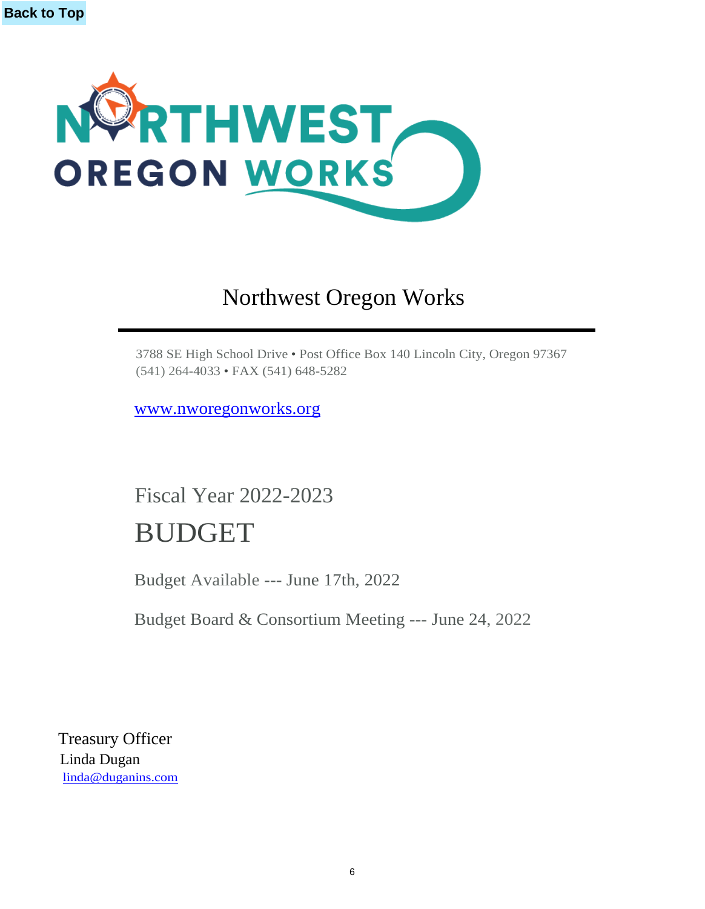Back to Top

# Northwest Oregon Works

3788 SE High School Drive • Post Office Box 140 Lincoln City, Oregon 97367
(541) 264-4033 • FAX (541) 648-5282

www.nworegonworks.org

## Fiscal Year 2022-2023

# BUDGET

Budget Available --- June 17th, 2022

Budget Board & Consortium Meeting --- June 24, 2022

Treasury Officer
Linda Dugan
linda@duganins.com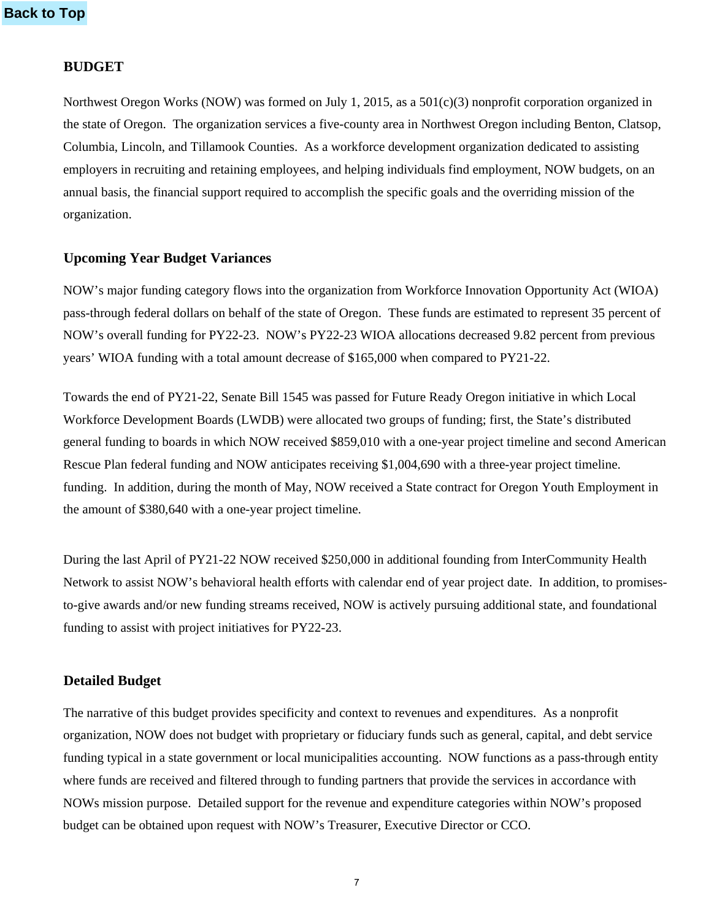Back to Top

## BUDGET

Northwest Oregon Works (NOW) was formed on July 1, 2015, as a 501(c)(3) nonprofit corporation organized in the state of Oregon. The organization services a five-county area in Northwest Oregon including Benton, Clatsop, Columbia, Lincoln, and Tillamook Counties. As a workforce development organization dedicated to assisting employers in recruiting and retaining employees, and helping individuals find employment, NOW budgets, on an annual basis, the financial support required to accomplish the specific goals and the overriding mission of the organization.

### Upcoming Year Budget Variances

NOW's major funding category flows into the organization from Workforce Innovation Opportunity Act (WIOA) pass-through federal dollars on behalf of the state of Oregon. These funds are estimated to represent 35 percent of NOW's overall funding for PY22-23. NOW's PY22-23 WIOA allocations decreased 9.82 percent from previous years' WIOA funding with a total amount decrease of $165,000 when compared to PY21-22.

Towards the end of PY21-22, Senate Bill 1545 was passed for Future Ready Oregon initiative in which Local Workforce Development Boards (LWDB) were allocated two groups of funding; first, the State's distributed general funding to boards in which NOW received $859,010 with a one-year project timeline and second American Rescue Plan federal funding and NOW anticipates receiving $1,004,690 with a three-year project timeline. funding. In addition, during the month of May, NOW received a State contract for Oregon Youth Employment in the amount of $380,640 with a one-year project timeline.

During the last April of PY21-22 NOW received $250,000 in additional founding from InterCommunity Health Network to assist NOW's behavioral health efforts with calendar end of year project date. In addition, to promises-to-give awards and/or new funding streams received, NOW is actively pursuing additional state, and foundational funding to assist with project initiatives for PY22-23.

### Detailed Budget

The narrative of this budget provides specificity and context to revenues and expenditures. As a nonprofit organization, NOW does not budget with proprietary or fiduciary funds such as general, capital, and debt service funding typical in a state government or local municipalities accounting. NOW functions as a pass-through entity where funds are received and filtered through to funding partners that provide the services in accordance with NOWs mission purpose. Detailed support for the revenue and expenditure categories within NOW's proposed budget can be obtained upon request with NOW's Treasurer, Executive Director or CCO.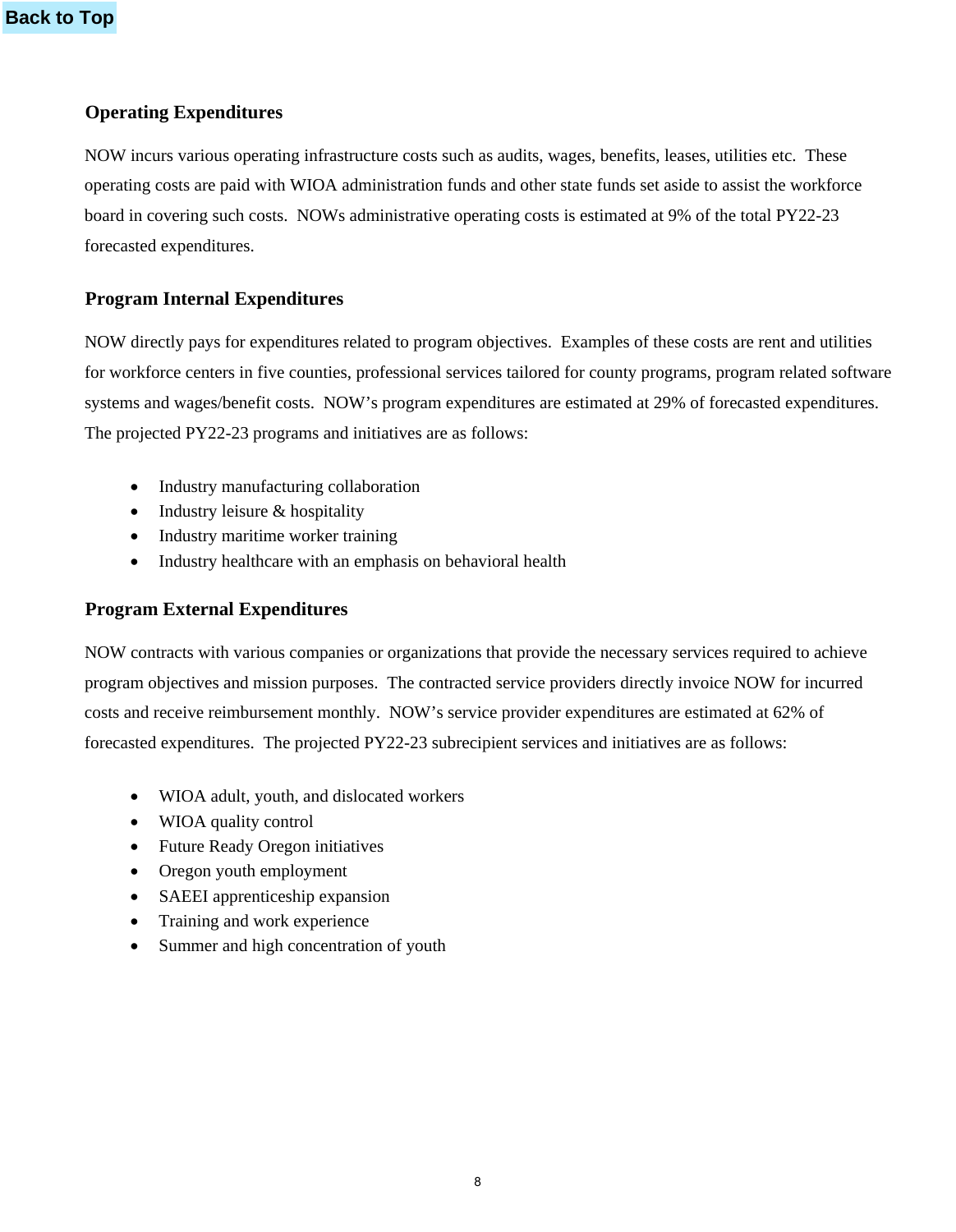Back to Top

### Operating Expenditures

NOW incurs various operating infrastructure costs such as audits, wages, benefits, leases, utilities etc. These operating costs are paid with WIOA administration funds and other state funds set aside to assist the workforce board in covering such costs. NOWs administrative operating costs is estimated at 9% of the total PY22-23 forecasted expenditures.

### Program Internal Expenditures

NOW directly pays for expenditures related to program objectives. Examples of these costs are rent and utilities for workforce centers in five counties, professional services tailored for county programs, program related software systems and wages/benefit costs. NOW's program expenditures are estimated at 29% of forecasted expenditures. The projected PY22-23 programs and initiatives are as follows:

- Industry manufacturing collaboration
- Industry leisure & hospitality
- Industry maritime worker training
- Industry healthcare with an emphasis on behavioral health

### Program External Expenditures

NOW contracts with various companies or organizations that provide the necessary services required to achieve program objectives and mission purposes. The contracted service providers directly invoice NOW for incurred costs and receive reimbursement monthly. NOW's service provider expenditures are estimated at 62% of forecasted expenditures. The projected PY22-23 subrecipient services and initiatives are as follows:

- WIOA adult, youth, and dislocated workers
- WIOA quality control
- Future Ready Oregon initiatives
- Oregon youth employment
- SAEEI apprenticeship expansion
- Training and work experience
- Summer and high concentration of youth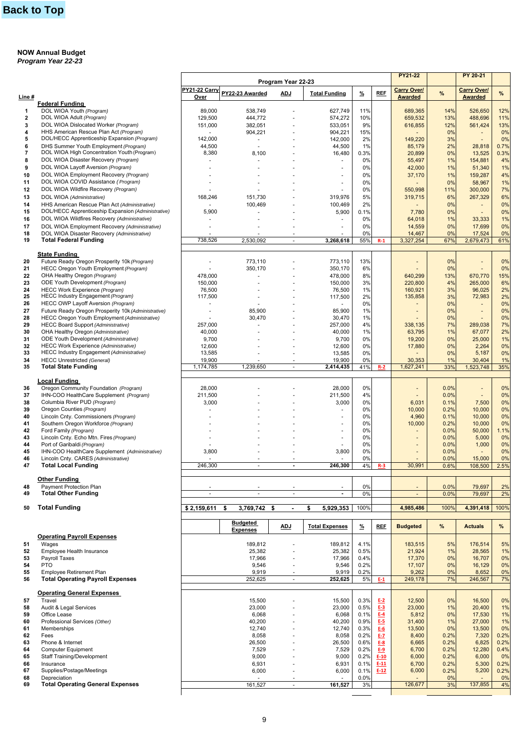Back to Top

**NOW Annual Budget**
*Program Year 22-23*

| Line # | | PY21-22 Carry Over | PY22-23 Awarded | ADJ | Total Funding | % | REF | PY21-22 Carry Over/ Awarded | % | PY 20-21 Carry Over/ Awarded | % |
|---|---|---|---|---|---|---|---|---|---|---|---|
| | **Federal Funding** | | | | | | | | | | |
| 1 | DOL WIOA Youth *(Program)* | 89,000 | 538,749 | - | 627,749 | 11% | | 689,365 | 14% | 526,650 | 12% |
| 2 | DOL WIOA Adult *(Program)* | 129,500 | 444,772 | - | 574,272 | 10% | | 659,532 | 13% | 488,696 | 11% |
| 3 | DOL WIOA Dislocated Worker *(Program)* | 151,000 | 382,051 | - | 533,051 | 9% | | 616,855 | 12% | 561,424 | 13% |
| 4 | HHS American Rescue Plan Act *(Program)* | - | 904,221 | - | 904,221 | 15% | | - | 0% | - | 0% |
| 5 | DOL/HECC Apprenticeship Expansion *(Program)* | 142,000 | - | - | 142,000 | 2% | | 149,220 | 3% | - | 0% |
| 6 | DHS Summer Youth Employment *(Program)* | 44,500 | - | - | 44,500 | 1% | | 85,179 | 2% | 28,818 | 0.7% |
| 7 | DOL WIOA High Concentration Youth (Program) | 8,380 | 8,100 | - | 16,480 | 0.3% | | 20,899 | 0% | 13,525 | 0.3% |
| 8 | DOL WIOA Disaster Recovery *(Program)* | - | - | - | - | 0% | | 55,497 | 1% | 154,881 | 4% |
| 9 | DOL WIOA Layoff Aversion *(Program)* | - | - | - | - | 0% | | 42,000 | 1% | 51,340 | 1% |
| 10 | DOL WIOA Employment Recovery *(Program)* | - | - | - | - | 0% | | 37,170 | 1% | 159,287 | 4% |
| 11 | DOL WIOA COVID Assistance *( Program)* | - | - | - | - | 0% | | - | 0% | 58,967 | 1% |
| 12 | DOL WIOA Wildfire Recovery *(Program)* | - | - | - | - | 0% | | 550,998 | 11% | 300,000 | 7% |
| 13 | DOL WIOA *(Administrative)* | 168,246 | 151,730 | - | 319,976 | 5% | | 319,715 | 6% | 267,329 | 6% |
| 14 | HHS American Rescue Plan Act *(Administrative)* | - | 100,469 | - | 100,469 | 2% | | - | 0% | - | 0% |
| 15 | DOL/HECC Apprenticeship Expansion *(Administrative)* | 5,900 | - | - | 5,900 | 0.1% | | 7,780 | 0% | - | 0% |
| 16 | DOL WIOA Wildfires Recovery *(Administrative)* | - | - | - | - | 0% | | 64,018 | 1% | 33,333 | 1% |
| 17 | DOL WIOA Employment Recovery *(Administrative)* | - | - | - | - | 0% | | 14,559 | 0% | 17,699 | 0% |
| 18 | DOL WIOA Disaster Recovery *(Administrative)* | - | - | - | - | 0% | | 14,467 | 0% | 17,524 | 0% |
| 19 | **Total Federal Funding** | 738,526 | 2,530,092 | - | **3,268,618** | 55% | R-1 | 3,327,254 | 67% | 2,679,473 | 61% |
| | **State Funding** | | | | | | | | | | |
| 20 | Future Ready Oregon Prosperity 10k *(Program)* | - | 773,110 | - | 773,110 | 13% | | - | 0% | - | 0% |
| 21 | HECC Oregon Youth Employment *(Program)* | - | 350,170 | - | 350,170 | 6% | | - | 0% | - | 0% |
| 22 | OHA Healthy Oregon *(Program)* | 478,000 | - | - | 478,000 | 8% | | 640,299 | 13% | 670,770 | 15% |
| 23 | ODE Youth Development *(Program)* | 150,000 | - | - | 150,000 | 3% | | 220,800 | 4% | 265,000 | 6% |
| 24 | HECC Work Experience *(Program)* | 76,500 | - | - | 76,500 | 1% | | 160,921 | 3% | 96,025 | 2% |
| 25 | HECC Industry Engagement *(Program)* | 117,500 | - | - | 117,500 | 2% | | 135,858 | 3% | 72,983 | 2% |
| 26 | HECC OWP Layoff Aversion *(Program)* | - | - | - | - | 0% | | - | 0% | - | 0% |
| 27 | Future Ready Oregon Prosperity 10k *(Administrative)* | - | 85,900 | - | 85,900 | 1% | | - | 0% | - | 0% |
| 28 | HECC Oregon Youth Employment *(Administrative)* | - | 30,470 | - | 30,470 | 1% | | - | 0% | - | 0% |
| 29 | HECC Board Support *(Administrative)* | 257,000 | - | - | 257,000 | 4% | | 338,135 | 7% | 289,038 | 7% |
| 30 | OHA Healthy Oregon *(Administrative)* | 40,000 | - | - | 40,000 | 1% | | 63,795 | 1% | 67,077 | 2% |
| 31 | ODE Youth Development *(Administrative)* | 9,700 | - | - | 9,700 | 0% | | 19,200 | 0% | 25,000 | 1% |
| 32 | HECC Work Experience *(Administrative)* | 12,600 | - | - | 12,600 | 0% | | 17,880 | 0% | 2,264 | 0% |
| 33 | HECC Industry Engagement *(Administrative)* | 13,585 | - | - | 13,585 | 0% | | - | 0% | 5,187 | 0% |
| 34 | HECC Unrestricted *(General)* | 19,900 | - | - | 19,900 | 0% | | 30,353 | 1% | 30,404 | 1% |
| 35 | **Total State Funding** | 1,174,785 | 1,239,650 | - | **2,414,435** | 41% | R-2 | 1,627,241 | 33% | 1,523,748 | 35% |
| | **Local Funding** | | | | | | | | | | |
| 36 | Oregon Community Foundation *(Program)* | 28,000 | - | - | 28,000 | 0% | | - | 0.0% | - | 0% |
| 37 | IHN-COO HealthCare Supplement *(Program)* | 211,500 | - | - | 211,500 | 4% | | - | 0.0% | - | 0% |
| 38 | Columbia River PUD *(Program)* | 3,000 | - | - | 3,000 | 0% | | 6,031 | 0.1% | 7,500 | 0% |
| 39 | Oregon Counties *(Program)* | - | - | - | - | 0% | | 10,000 | 0.2% | 10,000 | 0% |
| 40 | Lincoln Cnty. Commissioners *(Program)* | - | - | - | - | 0% | | 4,960 | 0.1% | 10,000 | 0% |
| 41 | Southern Oregon Workforce *(Program)* | - | - | - | - | 0% | | 10,000 | 0.2% | 10,000 | 0% |
| 42 | Ford Family *(Program)* | - | - | - | - | 0% | | - | 0.0% | 50,000 | 1.1% |
| 43 | Lincoln Cnty. Echo Mtn. Fires *(Program)* | - | - | - | - | 0% | | - | 0.0% | 5,000 | 0% |
| 44 | Port of Garibaldi *(Program)* | - | - | - | - | 0% | | - | 0.0% | 1,000 | 0% |
| 45 | IHN-COO HealthCare Supplement *(Administrative)* | 3,800 | - | - | 3,800 | 0% | | - | 0.0% | - | 0% |
| 46 | Lincoln Cnty. CARES *(Administrative)* | - | - | - | - | 0% | | - | 0.0% | 15,000 | 0% |
| 47 | **Total Local Funding** | 246,300 | - | - | **246,300** | 4% | R-3 | 30,991 | 0.6% | 108,500 | 2.5% |
| | **Other Funding** | | | | | | | | | | |
| 48 | Payment Protection Plan | - | - | - | - | 0% | | - | 0.0% | 79,697 | 2% |
| 49 | **Total Other Funding** | - | - | - | - | 0% | | - | 0.0% | 79,697 | 2% |
| 50 | **Total Funding** | $ 2,159,611 | $ 3,769,742 | $ - | $ 5,929,353 | 100% | | 4,985,486 | 100% | 4,391,418 | 100% |

| Line # | | Budgeted Expenses | ADJ | Total Expenses | % | REF | Budgeted | % | Actuals | % |
|---|---|---|---|---|---|---|---|---|---|---|
| | **Operating Payroll Expenses** | | | | | | | | | |
| 51 | Wages | 189,812 | - | 189,812 | 4.1% | | 183,515 | 5% | 176,514 | 5% |
| 52 | Employee Health Insurance | 25,382 | - | 25,382 | 0.5% | | 21,924 | 1% | 28,565 | 1% |
| 53 | Payroll Taxes | 17,966 | - | 17,966 | 0.4% | | 17,370 | 0% | 16,707 | 0% |
| 54 | PTO | 9,546 | - | 9,546 | 0.2% | | 17,107 | 0% | 16,129 | 0% |
| 55 | Employee Retirement Plan | 9,919 | - | 9,919 | 0.2% | | 9,262 | 0% | 8,652 | 0% |
| 56 | **Total Operating Payroll Expenses** | 252,625 | - | 252,625 | 5% | E-1 | 249,178 | 7% | 246,567 | 7% |
| | **Operating General Expenses** | | | | | | | | | |
| 57 | Travel | 15,500 | - | 15,500 | 0.3% | E-2 | 12,500 | 0% | 16,500 | 0% |
| 58 | Audit & Legal Services | 23,000 | - | 23,000 | 0.5% | E-3 | 23,000 | 1% | 20,400 | 1% |
| 59 | Office Lease | 6,068 | - | 6,068 | 0.1% | E-4 | 5,812 | 0% | 17,530 | 1% |
| 60 | Professional Services *(Other)* | 40,200 | - | 40,200 | 0.9% | E-5 | 31,400 | 1% | 27,000 | 1% |
| 61 | Memberships | 12,740 | - | 12,740 | 0.3% | E-6 | 13,500 | 0% | 13,500 | 0% |
| 62 | Fees | 8,058 | - | 8,058 | 0.2% | E-7 | 8,400 | 0.2% | 7,320 | 0.2% |
| 63 | Phone & Internet | 26,500 | - | 26,500 | 0.6% | E-8 | 6,665 | 0.2% | 6,825 | 0.2% |
| 64 | Computer Equipment | 7,529 | - | 7,529 | 0.2% | E-9 | 6,700 | 0.2% | 12,280 | 0.4% |
| 65 | Staff Training/Development | 9,000 | - | 9,000 | 0.2% | E-10 | 6,000 | 0.2% | 6,000 | 0% |
| 66 | Insurance | 6,931 | - | 6,931 | 0.1% | E-11 | 6,700 | 0.2% | 5,300 | 0.2% |
| 67 | Supplies/Postage/Meetings | 6,000 | - | 6,000 | 0.1% | E-12 | 6,000 | 0.2% | 5,200 | 0.2% |
| 68 | Depreciation | - | - | - | 0.0% | | - | 0% | - | 0% |
| 69 | **Total Operating General Expenses** | 161,527 | - | **161,527** | 3% | | 126,677 | 3% | 137,855 | 4% |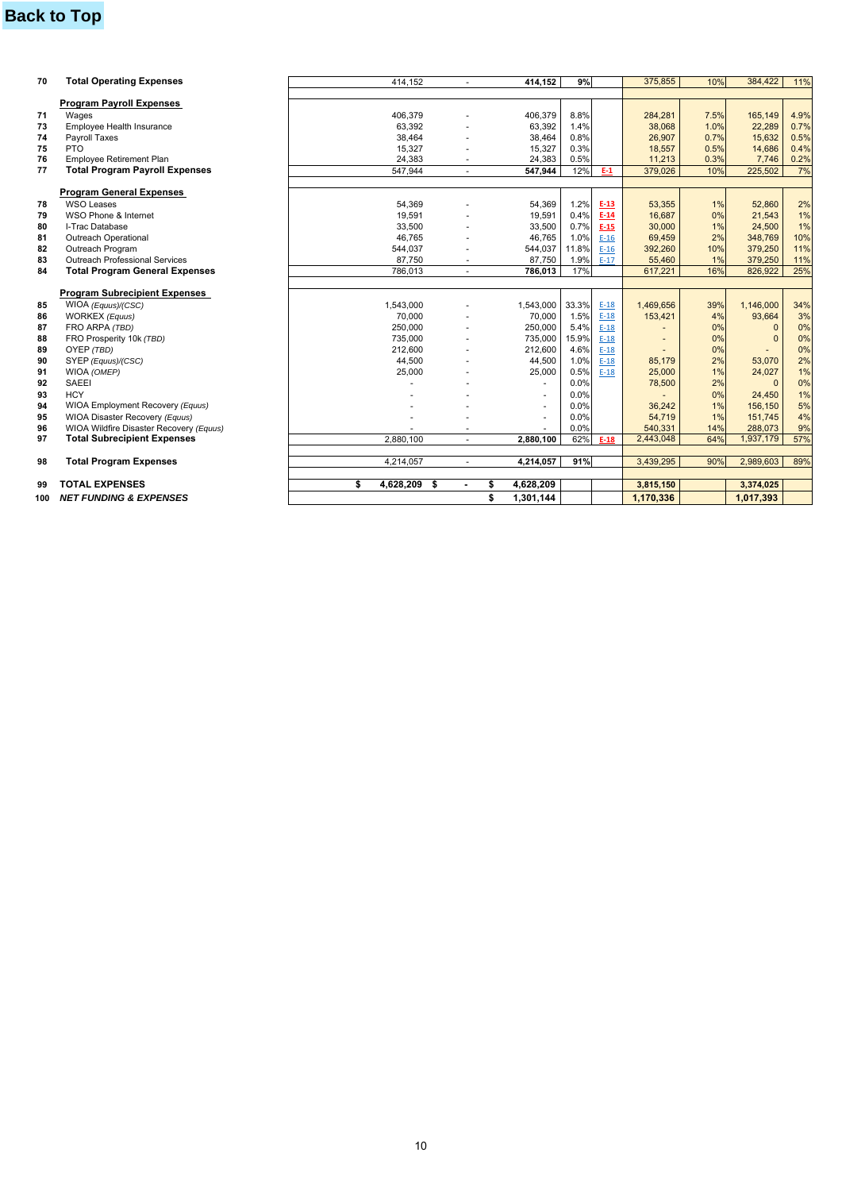**Back to Top**

| # | Line Item | | | | % | Ref | | % | | % |
|---|---|---|---|---|---|---|---|---|---|---|
| 70 | **Total Operating Expenses** | 414,152 | - | **414,152** | **9%** | | 375,855 | 10% | 384,422 | 11% |
| | **Program Payroll Expenses** | | | | | | | | | |
| 71 | Wages | 406,379 | - | 406,379 | 8.8% | | 284,281 | 7.5% | 165,149 | 4.9% |
| 73 | Employee Health Insurance | 63,392 | - | 63,392 | 1.4% | | 38,068 | 1.0% | 22,289 | 0.7% |
| 74 | Payroll Taxes | 38,464 | - | 38,464 | 0.8% | | 26,907 | 0.7% | 15,632 | 0.5% |
| 75 | PTO | 15,327 | - | 15,327 | 0.3% | | 18,557 | 0.5% | 14,686 | 0.4% |
| 76 | Employee Retirement Plan | 24,383 | - | 24,383 | 0.5% | | 11,213 | 0.3% | 7,746 | 0.2% |
| 77 | **Total Program Payroll Expenses** | 547,944 | - | **547,944** | 12% | E-1 | 379,026 | 10% | 225,502 | 7% |
| | **Program General Expenses** | | | | | | | | | |
| 78 | WSO Leases | 54,369 | - | 54,369 | 1.2% | E-13 | 53,355 | 1% | 52,860 | 2% |
| 79 | WSO Phone & Internet | 19,591 | - | 19,591 | 0.4% | E-14 | 16,687 | 0% | 21,543 | 1% |
| 80 | I-Trac Database | 33,500 | - | 33,500 | 0.7% | E-15 | 30,000 | 1% | 24,500 | 1% |
| 81 | Outreach Operational | 46,765 | - | 46,765 | 1.0% | E-16 | 69,459 | 2% | 348,769 | 10% |
| 82 | Outreach Program | 544,037 | - | 544,037 | 11.8% | E-16 | 392,260 | 10% | 379,250 | 11% |
| 83 | Outreach Professional Services | 87,750 | - | 87,750 | 1.9% | E-17 | 55,460 | 1% | 379,250 | 11% |
| 84 | **Total Program General Expenses** | 786,013 | - | **786,013** | 17% | | 617,221 | 16% | 826,922 | 25% |
| | **Program Subrecipient Expenses** | | | | | | | | | |
| 85 | WIOA *(Equus)/(CSC)* | 1,543,000 | - | 1,543,000 | 33.3% | E-18 | 1,469,656 | 39% | 1,146,000 | 34% |
| 86 | WORKEX *(Equus)* | 70,000 | - | 70,000 | 1.5% | E-18 | 153,421 | 4% | 93,664 | 3% |
| 87 | FRO ARPA *(TBD)* | 250,000 | - | 250,000 | 5.4% | E-18 | - | 0% | 0 | 0% |
| 88 | FRO Prosperity 10k *(TBD)* | 735,000 | - | 735,000 | 15.9% | E-18 | - | 0% | 0 | 0% |
| 89 | OYEP *(TBD)* | 212,600 | - | 212,600 | 4.6% | E-18 | - | 0% | - | 0% |
| 90 | SYEP *(Equus)/(CSC)* | 44,500 | - | 44,500 | 1.0% | E-18 | 85,179 | 2% | 53,070 | 2% |
| 91 | WIOA *(OMEP)* | 25,000 | - | 25,000 | 0.5% | E-18 | 25,000 | 1% | 24,027 | 1% |
| 92 | SAEEI | - | - | - | 0.0% | | 78,500 | 2% | 0 | 0% |
| 93 | HCY | - | - | - | 0.0% | | - | 0% | 24,450 | 1% |
| 94 | WIOA Employment Recovery *(Equus)* | - | - | - | 0.0% | | 36,242 | 1% | 156,150 | 5% |
| 95 | WIOA Disaster Recovery *(Equus)* | - | - | - | 0.0% | | 54,719 | 1% | 151,745 | 4% |
| 96 | WIOA Wildfire Disaster Recovery *(Equus)* | - | - | - | 0.0% | | 540,331 | 14% | 288,073 | 9% |
| 97 | **Total Subrecipient Expenses** | 2,880,100 | - | **2,880,100** | 62% | E-18 | 2,443,048 | 64% | 1,937,179 | 57% |
| 98 | **Total Program Expenses** | 4,214,057 | - | **4,214,057** | **91%** | | 3,439,295 | 90% | 2,989,603 | 89% |
| 99 | **TOTAL EXPENSES** | **$ 4,628,209** | **$ -** | **$ 4,628,209** | | | **3,815,150** | | **3,374,025** | |
| 100 | ***NET FUNDING & EXPENSES*** | | | **$ 1,301,144** | | | **1,170,336** | | **1,017,393** | |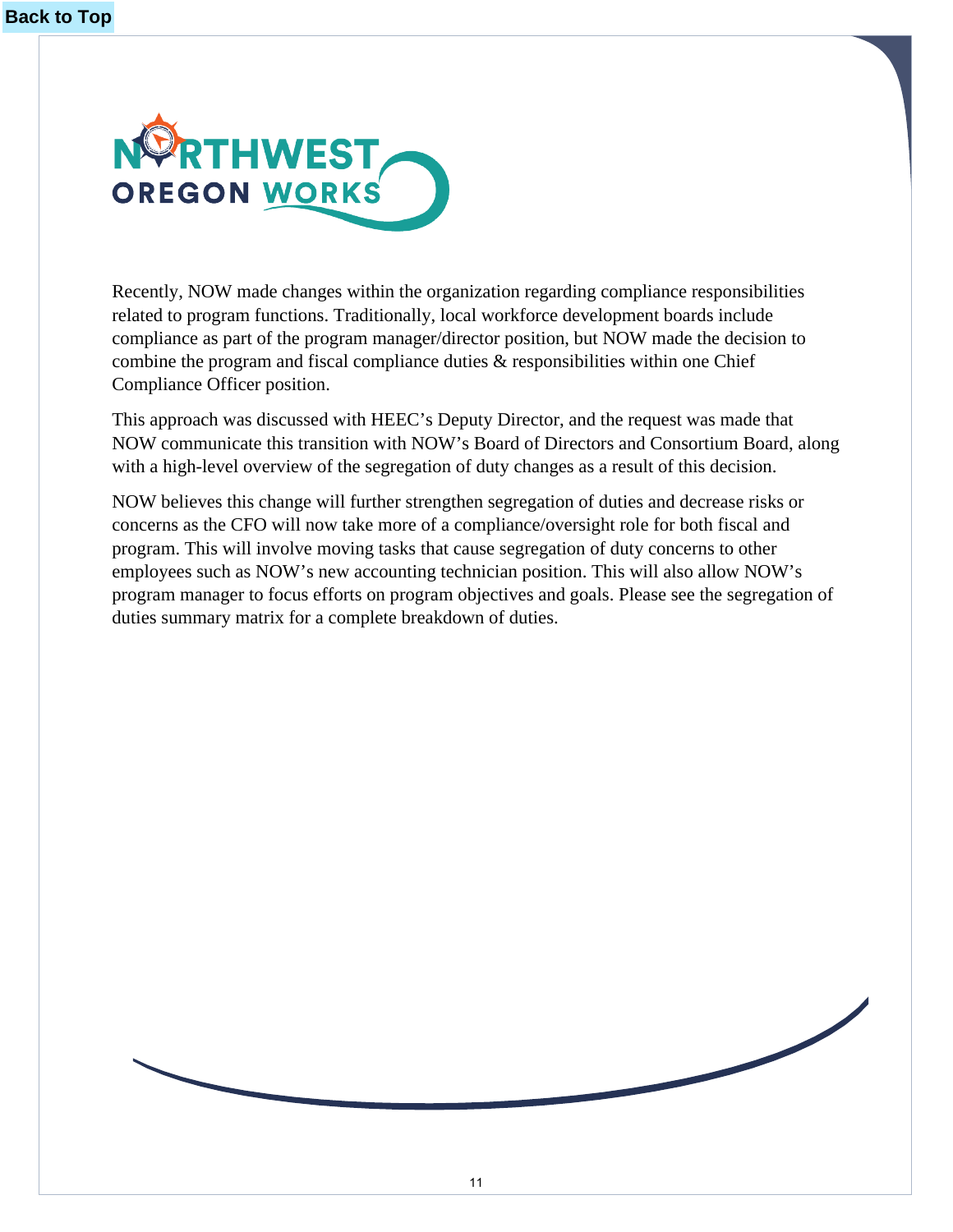Recently, NOW made changes within the organization regarding compliance responsibilities related to program functions. Traditionally, local workforce development boards include compliance as part of the program manager/director position, but NOW made the decision to combine the program and fiscal compliance duties & responsibilities within one Chief Compliance Officer position.

This approach was discussed with HEEC's Deputy Director, and the request was made that NOW communicate this transition with NOW's Board of Directors and Consortium Board, along with a high-level overview of the segregation of duty changes as a result of this decision.

NOW believes this change will further strengthen segregation of duties and decrease risks or concerns as the CFO will now take more of a compliance/oversight role for both fiscal and program. This will involve moving tasks that cause segregation of duty concerns to other employees such as NOW's new accounting technician position. This will also allow NOW's program manager to focus efforts on program objectives and goals. Please see the segregation of duties summary matrix for a complete breakdown of duties.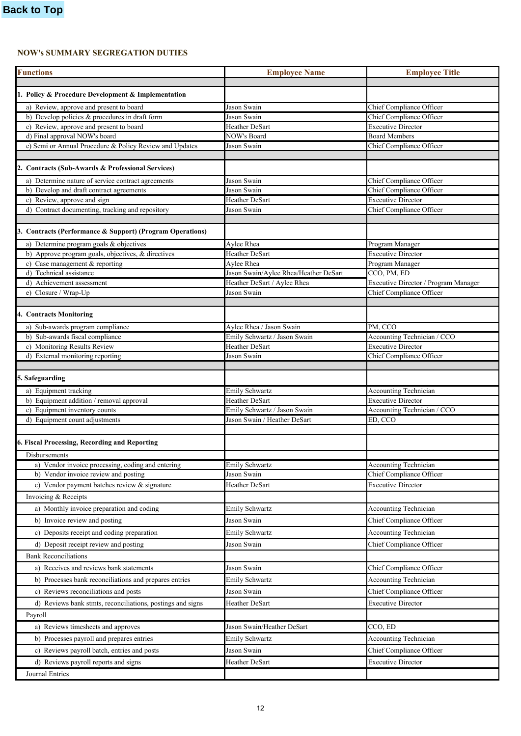Back to Top

## NOW's SUMMARY SEGREGATION DUTIES

| Functions | Employee Name | Employee Title |
|---|---|---|
| **1. Policy & Procedure Development & Implementation** | | |
| a) Review, approve and present to board | Jason Swain | Chief Compliance Officer |
| b) Develop policies & procedures in draft form | Jason Swain | Chief Compliance Officer |
| c) Review, approve and present to board | Heather DeSart | Executive Director |
| d) Final approval NOW's board | NOW's Board | Board Members |
| e) Semi or Annual Procedure & Policy Review and Updates | Jason Swain | Chief Compliance Officer |
| **2. Contracts (Sub-Awards & Professional Services)** | | |
| a) Determine nature of service contract agreements | Jason Swain | Chief Compliance Officer |
| b) Develop and draft contract agreements | Jason Swain | Chief Compliance Officer |
| c) Review, approve and sign | Heather DeSart | Executive Director |
| d) Contract documenting, tracking and repository | Jason Swain | Chief Compliance Officer |
| **3. Contracts (Performance & Support) (Program Operations)** | | |
| a) Determine program goals & objectives | Aylee Rhea | Program Manager |
| b) Approve program goals, objectives, & directives | Heather DeSart | Executive Director |
| c) Case management & reporting | Aylee Rhea | Program Manager |
| d) Technical assistance | Jason Swain/Aylee Rhea/Heather DeSart | CCO, PM, ED |
| d) Achievement assessment | Heather DeSart / Aylee Rhea | Executive Director / Program Manager |
| e) Closure / Wrap-Up | Jason Swain | Chief Compliance Officer |
| **4. Contracts Monitoring** | | |
| a) Sub-awards program compliance | Aylee Rhea / Jason Swain | PM, CCO |
| b) Sub-awards fiscal compliance | Emily Schwartz / Jason Swain | Accounting Technician / CCO |
| c) Monitoring Results Review | Heather DeSart | Executive Director |
| d) External monitoring reporting | Jason Swain | Chief Compliance Officer |
| **5. Safeguarding** | | |
| a) Equipment tracking | Emily Schwartz | Accounting Technician |
| b) Equipment addition / removal approval | Heather DeSart | Executive Director |
| c) Equipment inventory counts | Emily Schwartz / Jason Swain | Accounting Technician / CCO |
| d) Equipment count adjustments | Jason Swain / Heather DeSart | ED, CCO |
| **6. Fiscal Processing, Recording and Reporting** | | |
| Disbursements | | |
| a) Vendor invoice processing, coding and entering | Emily Schwartz | Accounting Technician |
| b) Vendor invoice review and posting | Jason Swain | Chief Compliance Officer |
| c) Vendor payment batches review & signature | Heather DeSart | Executive Director |
| Invoicing & Receipts | | |
| a) Monthly invoice preparation and coding | Emily Schwartz | Accounting Technician |
| b) Invoice review and posting | Jason Swain | Chief Compliance Officer |
| c) Deposits receipt and coding preparation | Emily Schwartz | Accounting Technician |
| d) Deposit receipt review and posting | Jason Swain | Chief Compliance Officer |
| Bank Reconciliations | | |
| a) Receives and reviews bank statements | Jason Swain | Chief Compliance Officer |
| b) Processes bank reconciliations and prepares entries | Emily Schwartz | Accounting Technician |
| c) Reviews reconciliations and posts | Jason Swain | Chief Compliance Officer |
| d) Reviews bank stmts, reconciliations, postings and signs | Heather DeSart | Executive Director |
| Payroll | | |
| a) Reviews timesheets and approves | Jason Swain/Heather DeSart | CCO, ED |
| b) Processes payroll and prepares entries | Emily Schwartz | Accounting Technician |
| c) Reviews payroll batch, entries and posts | Jason Swain | Chief Compliance Officer |
| d) Reviews payroll reports and signs | Heather DeSart | Executive Director |
| Journal Entries | | |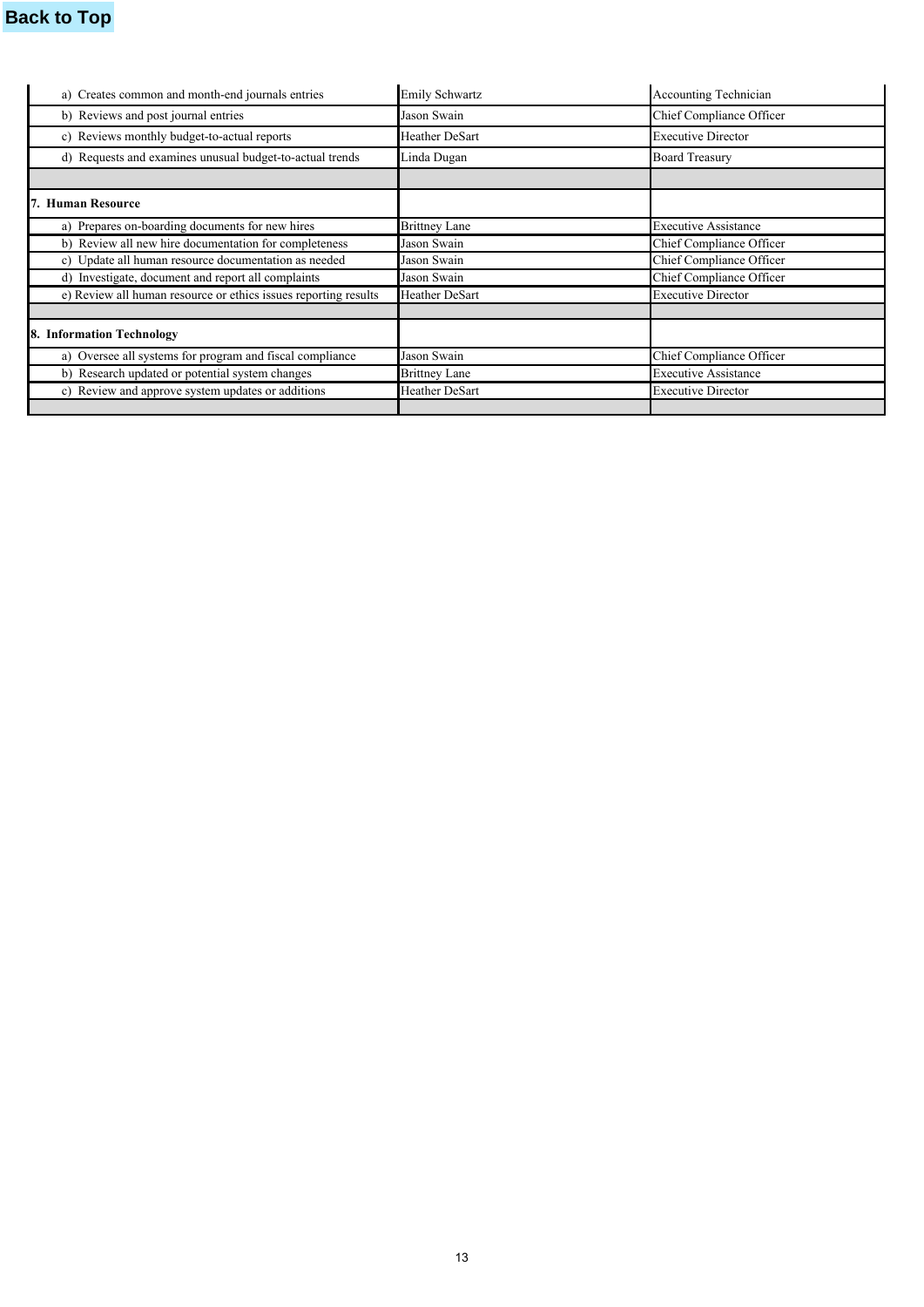Back to Top

| | | |
|---|---|---|
| a) Creates common and month-end journals entries | Emily Schwartz | Accounting Technician |
| b) Reviews and post journal entries | Jason Swain | Chief Compliance Officer |
| c) Reviews monthly budget-to-actual reports | Heather DeSart | Executive Director |
| d) Requests and examines unusual budget-to-actual trends | Linda Dugan | Board Treasury |
| | | |
| **7. Human Resource** | | |
| a) Prepares on-boarding documents for new hires | Brittney Lane | Executive Assistance |
| b) Review all new hire documentation for completeness | Jason Swain | Chief Compliance Officer |
| c) Update all human resource documentation as needed | Jason Swain | Chief Compliance Officer |
| d) Investigate, document and report all complaints | Jason Swain | Chief Compliance Officer |
| e) Review all human resource or ethics issues reporting results | Heather DeSart | Executive Director |
| | | |
| **8. Information Technology** | | |
| a) Oversee all systems for program and fiscal compliance | Jason Swain | Chief Compliance Officer |
| b) Research updated or potential system changes | Brittney Lane | Executive Assistance |
| c) Review and approve system updates or additions | Heather DeSart | Executive Director |
| | | |